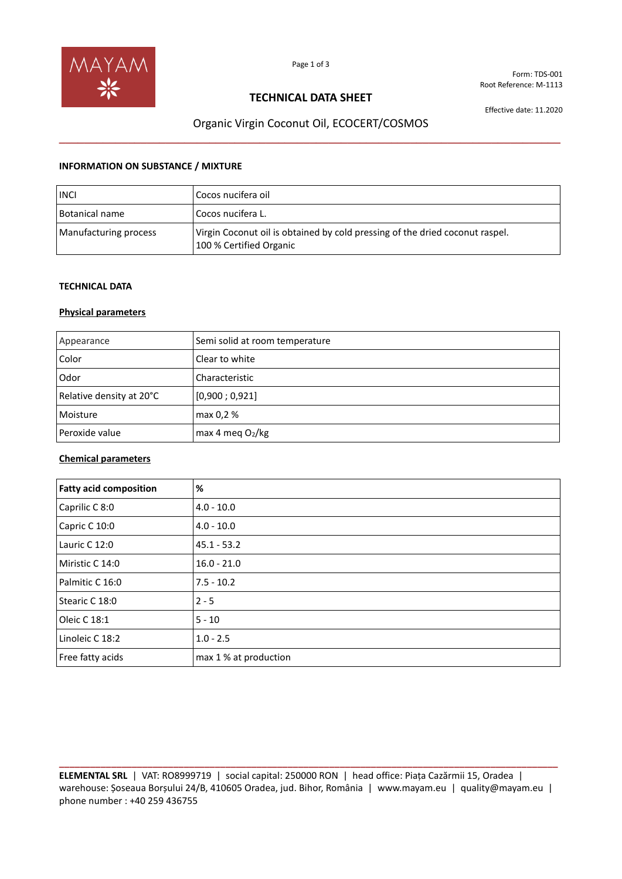Form: TDS-001
Root Reference: M-1113

# TECHNICAL DATA SHEET

Effective date: 11.2020

## Organic Virgin Coconut Oil, ECOCERT/COSMOS

### INFORMATION ON SUBSTANCE / MIXTURE

| | |
|---|---|
| INCI | Cocos nucifera oil |
| Botanical name | Cocos nucifera L. |
| Manufacturing process | Virgin Coconut oil is obtained by cold pressing of the dried coconut raspel. 100 % Certified Organic |

### TECHNICAL DATA

**Physical parameters**

| | |
|---|---|
| Appearance | Semi solid at room temperature |
| Color | Clear to white |
| Odor | Characteristic |
| Relative density at 20°C | [0,900 ; 0,921] |
| Moisture | max 0,2 % |
| Peroxide value | max 4 meq $O_2$/kg |

**Chemical parameters**

| **Fatty acid composition** | **%** |
|---|---|
| Caprilic C 8:0 | 4.0 - 10.0 |
| Capric C 10:0 | 4.0 - 10.0 |
| Lauric C 12:0 | 45.1 - 53.2 |
| Miristic C 14:0 | 16.0 - 21.0 |
| Palmitic C 16:0 | 7.5 - 10.2 |
| Stearic C 18:0 | 2 - 5 |
| Oleic C 18:1 | 5 - 10 |
| Linoleic C 18:2 | 1.0 - 2.5 |
| Free fatty acids | max 1 % at production |

**ELEMENTAL SRL** | VAT: RO8999719 | social capital: 250000 RON | head office: Piața Cazărmii 15, Oradea | warehouse: Șoseaua Borșului 24/B, 410605 Oradea, jud. Bihor, România | www.mayam.eu | quality@mayam.eu | phone number : +40 259 436755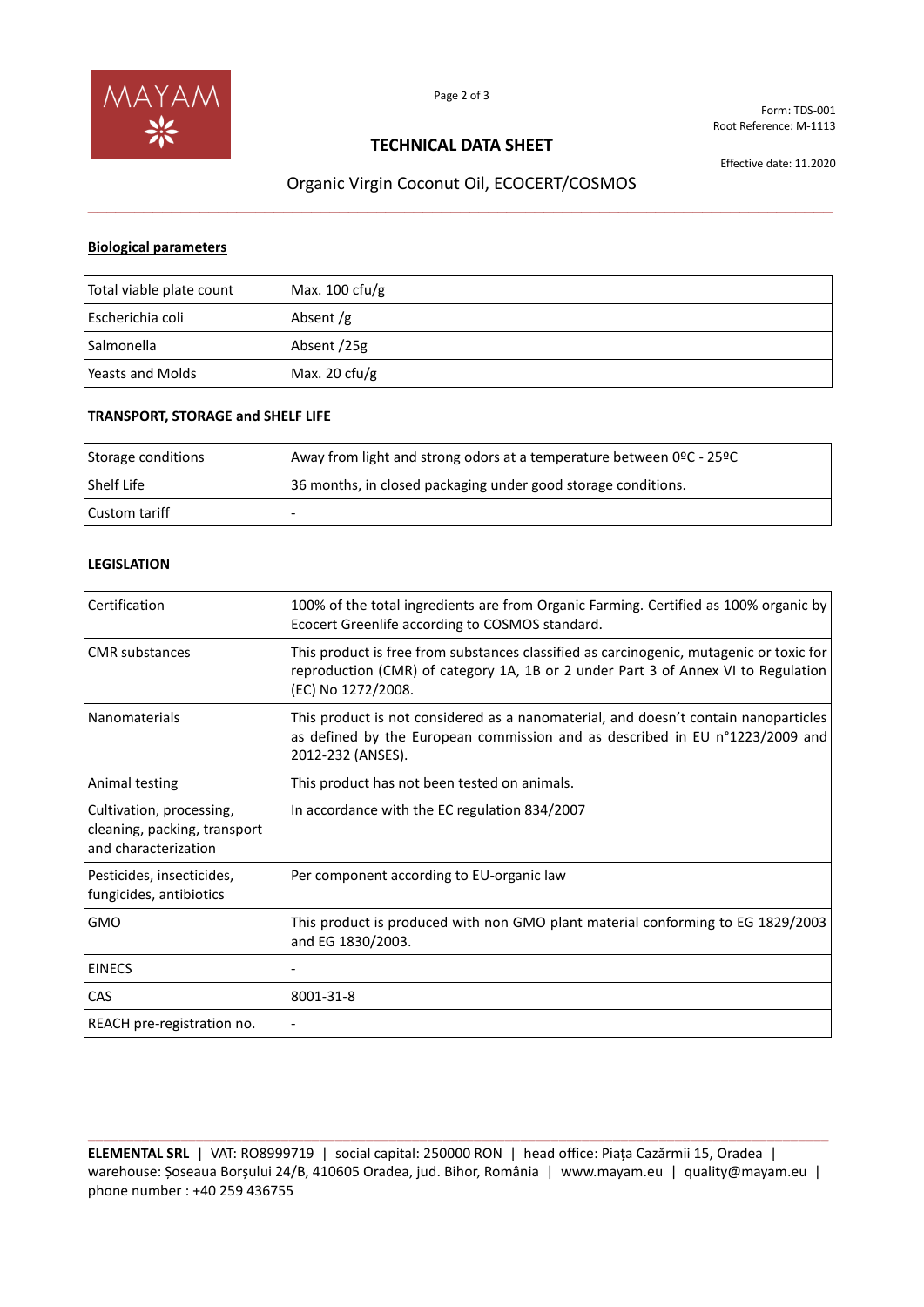# TECHNICAL DATA SHEET

Form: TDS-001
Root Reference: M-1113

Effective date: 11.2020

## Organic Virgin Coconut Oil, ECOCERT/COSMOS

### Biological parameters

| | |
|---|---|
| Total viable plate count | Max. 100 cfu/g |
| Escherichia coli | Absent /g |
| Salmonella | Absent /25g |
| Yeasts and Molds | Max. 20 cfu/g |

### TRANSPORT, STORAGE and SHELF LIFE

| | |
|---|---|
| Storage conditions | Away from light and strong odors at a temperature between 0ºC - 25ºC |
| Shelf Life | 36 months, in closed packaging under good storage conditions. |
| Custom tariff | - |

### LEGISLATION

| | |
|---|---|
| Certification | 100% of the total ingredients are from Organic Farming. Certified as 100% organic by Ecocert Greenlife according to COSMOS standard. |
| CMR substances | This product is free from substances classified as carcinogenic, mutagenic or toxic for reproduction (CMR) of category 1A, 1B or 2 under Part 3 of Annex VI to Regulation (EC) No 1272/2008. |
| Nanomaterials | This product is not considered as a nanomaterial, and doesn't contain nanoparticles as defined by the European commission and as described in EU n°1223/2009 and 2012-232 (ANSES). |
| Animal testing | This product has not been tested on animals. |
| Cultivation, processing, cleaning, packing, transport and characterization | In accordance with the EC regulation 834/2007 |
| Pesticides, insecticides, fungicides, antibiotics | Per component according to EU-organic law |
| GMO | This product is produced with non GMO plant material conforming to EG 1829/2003 and EG 1830/2003. |
| EINECS | - |
| CAS | 8001-31-8 |
| REACH pre-registration no. | - |

**ELEMENTAL SRL** | VAT: RO8999719 | social capital: 250000 RON | head office: Piața Cazărmii 15, Oradea | warehouse: Șoseaua Borșului 24/B, 410605 Oradea, jud. Bihor, România | www.mayam.eu | quality@mayam.eu | phone number : +40 259 436755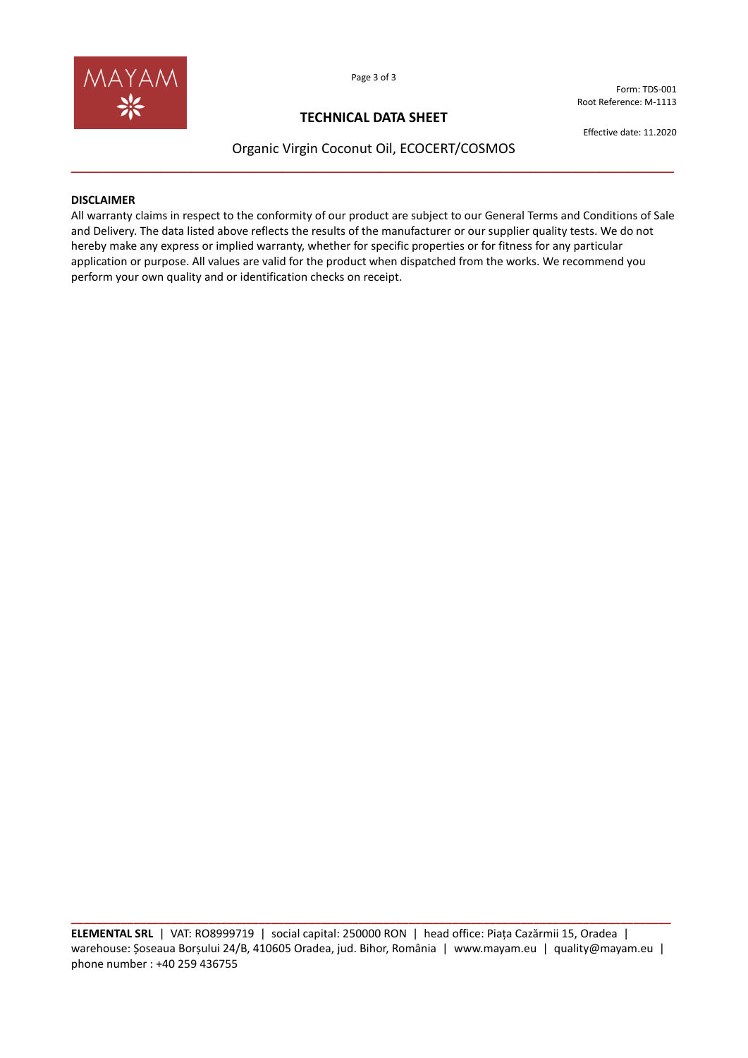**DISCLAIMER**

All warranty claims in respect to the conformity of our product are subject to our General Terms and Conditions of Sale and Delivery. The data listed above reflects the results of the manufacturer or our supplier quality tests. We do not hereby make any express or implied warranty, whether for specific properties or for fitness for any particular application or purpose. All values are valid for the product when dispatched from the works. We recommend you perform your own quality and or identification checks on receipt.